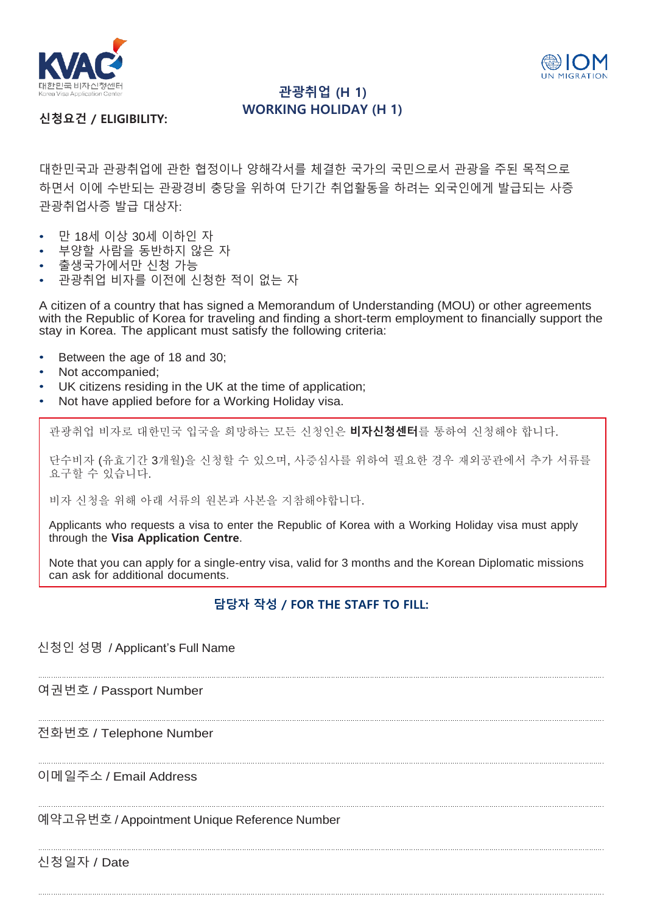## 관광취업 (H 1)
## WORKING HOLIDAY (H 1)

**신청요건 / ELIGIBILITY:**

대한민국과 관광취업에 관한 협정이나 양해각서를 체결한 국가의 국민으로서 관광을 주된 목적으로 하면서 이에 수반되는 관광경비 충당을 위하여 단기간 취업활동을 하려는 외국인에게 발급되는 사증 관광취업사증 발급 대상자:

- 만 18세 이상 30세 이하인 자
- 부양할 사람을 동반하지 않은 자
- 출생국가에서만 신청 가능
- 관광취업 비자를 이전에 신청한 적이 없는 자

A citizen of a country that has signed a Memorandum of Understanding (MOU) or other agreements with the Republic of Korea for traveling and finding a short-term employment to financially support the stay in Korea. The applicant must satisfy the following criteria:

- Between the age of 18 and 30;
- Not accompanied;
- UK citizens residing in the UK at the time of application;
- Not have applied before for a Working Holiday visa.

관광취업 비자로 대한민국 입국을 희망하는 모든 신청인은 **비자신청센터**를 통하여 신청해야 합니다.

단수비자 (유효기간 3개월)을 신청할 수 있으며, 사증심사를 위하여 필요한 경우 재외공관에서 추가 서류를 요구할 수 있습니다.

비자 신청을 위해 아래 서류의 원본과 사본을 지참해야합니다.

Applicants who requests a visa to enter the Republic of Korea with a Working Holiday visa must apply through the **Visa Application Centre**.

Note that you can apply for a single-entry visa, valid for 3 months and the Korean Diplomatic missions can ask for additional documents.

**담당자 작성 / FOR THE STAFF TO FILL:**

신청인 성명 / Applicant's Full Name

---

여권번호 / Passport Number

---

전화번호 / Telephone Number

---

이메일주소 / Email Address

---

예약고유번호 / Appointment Unique Reference Number

---

신청일자 / Date

---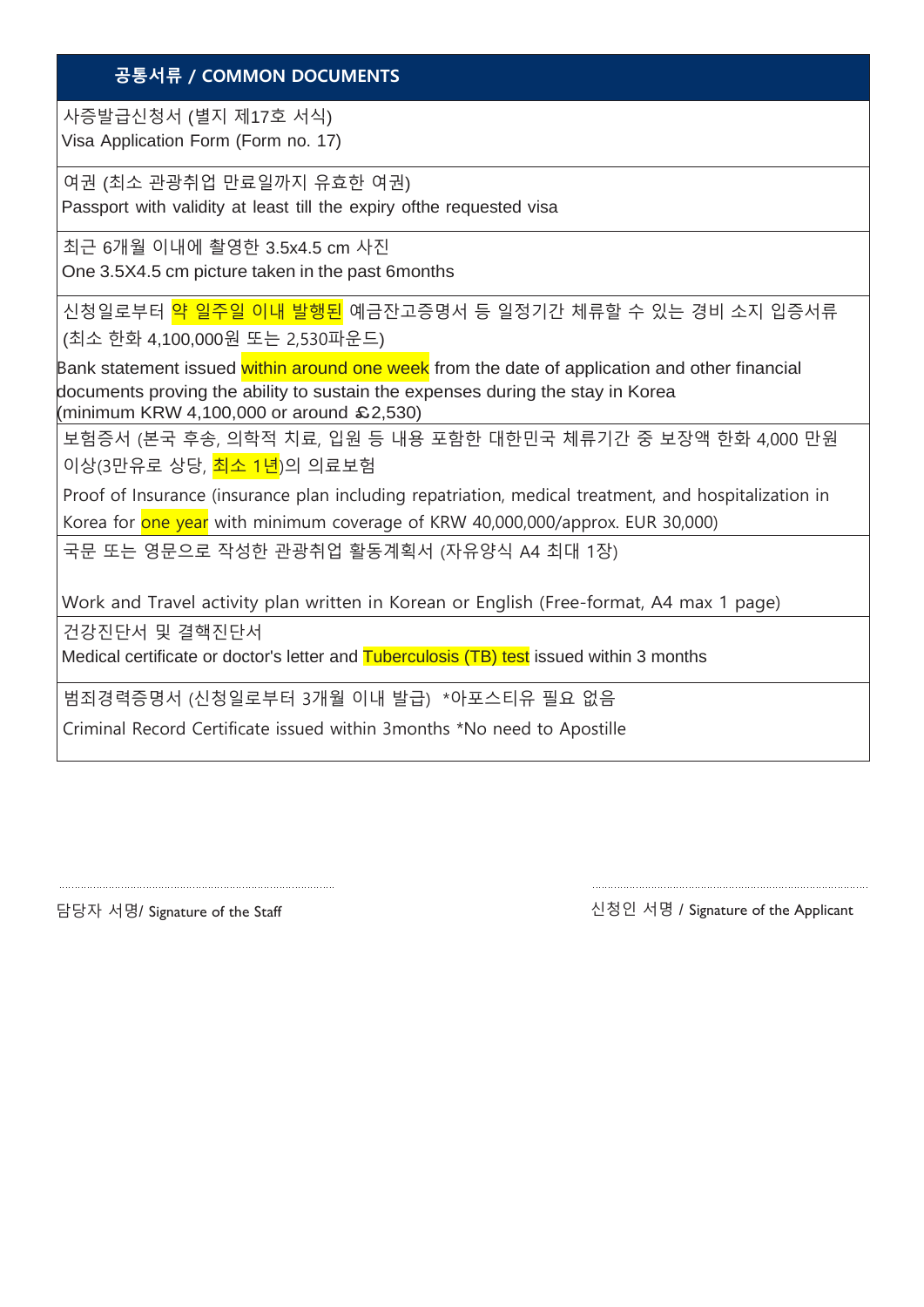| 공통서류 / COMMON DOCUMENTS |
|---|
| 사증발급신청서 (별지 제17호 서식)<br>Visa Application Form (Form no. 17) |
| 여권 (최소 관광취업 만료일까지 유효한 여권)<br>Passport with validity at least till the expiry ofthe requested visa |
| 최근 6개월 이내에 촬영한 3.5x4.5 cm 사진<br>One 3.5X4.5 cm picture taken in the past 6months |
| 신청일로부터 약 일주일 이내 발행된 예금잔고증명서 등 일정기간 체류할 수 있는 경비 소지 입증서류 (최소 한화 4,100,000원 또는 2,530파운드)<br>Bank statement issued within around one week from the date of application and other financial documents proving the ability to sustain the expenses during the stay in Korea (minimum KRW 4,100,000 or around £2,530) |
| 보험증서 (본국 후송, 의학적 치료, 입원 등 내용 포함한 대한민국 체류기간 중 보장액 한화 4,000 만원 이상(3만유로 상당, 최소 1년)의 의료보험<br>Proof of Insurance (insurance plan including repatriation, medical treatment, and hospitalization in Korea for one year with minimum coverage of KRW 40,000,000/approx. EUR 30,000) |
| 국문 또는 영문으로 작성한 관광취업 활동계획서 (자유양식 A4 최대 1장)<br>Work and Travel activity plan written in Korean or English (Free-format, A4 max 1 page) |
| 건강진단서 및 결핵진단서<br>Medical certificate or doctor's letter and Tuberculosis (TB) test issued within 3 months |
| 범죄경력증명서 (신청일로부터 3개월 이내 발급) *아포스티유 필요 없음<br>Criminal Record Certificate issued within 3months *No need to Apostille |

담당자 서명/ Signature of the Staff

신청인 서명 / Signature of the Applicant